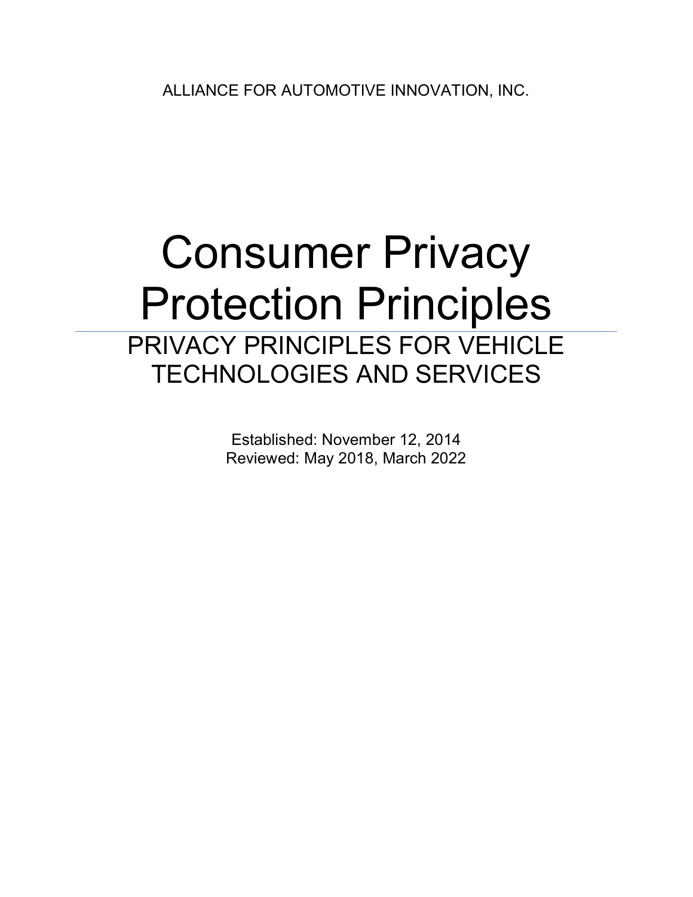ALLIANCE FOR AUTOMOTIVE INNOVATION, INC.

# Consumer Privacy Protection Principles

## PRIVACY PRINCIPLES FOR VEHICLE TECHNOLOGIES AND SERVICES

Established: November 12, 2014
Reviewed: May 2018, March 2022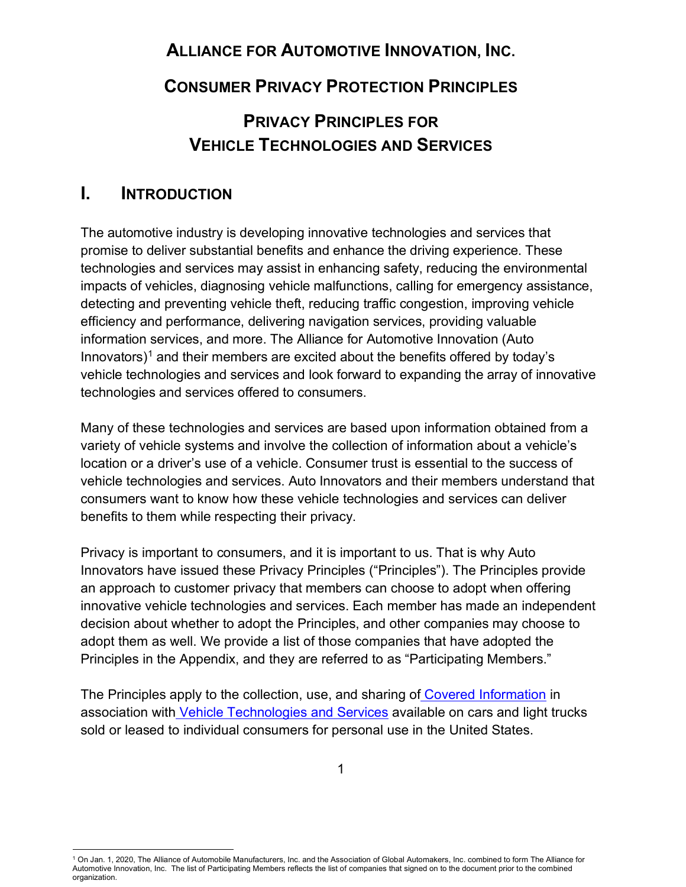# ALLIANCE FOR AUTOMOTIVE INNOVATION, INC.

# CONSUMER PRIVACY PROTECTION PRINCIPLES

# PRIVACY PRINCIPLES FOR VEHICLE TECHNOLOGIES AND SERVICES

## I. INTRODUCTION

The automotive industry is developing innovative technologies and services that promise to deliver substantial benefits and enhance the driving experience. These technologies and services may assist in enhancing safety, reducing the environmental impacts of vehicles, diagnosing vehicle malfunctions, calling for emergency assistance, detecting and preventing vehicle theft, reducing traffic congestion, improving vehicle efficiency and performance, delivering navigation services, providing valuable information services, and more. The Alliance for Automotive Innovation (Auto Innovators)[1] and their members are excited about the benefits offered by today's vehicle technologies and services and look forward to expanding the array of innovative technologies and services offered to consumers.

Many of these technologies and services are based upon information obtained from a variety of vehicle systems and involve the collection of information about a vehicle's location or a driver's use of a vehicle. Consumer trust is essential to the success of vehicle technologies and services. Auto Innovators and their members understand that consumers want to know how these vehicle technologies and services can deliver benefits to them while respecting their privacy.

Privacy is important to consumers, and it is important to us. That is why Auto Innovators have issued these Privacy Principles ("Principles"). The Principles provide an approach to customer privacy that members can choose to adopt when offering innovative vehicle technologies and services. Each member has made an independent decision about whether to adopt the Principles, and other companies may choose to adopt them as well. We provide a list of those companies that have adopted the Principles in the Appendix, and they are referred to as "Participating Members."

The Principles apply to the collection, use, and sharing of Covered Information in association with Vehicle Technologies and Services available on cars and light trucks sold or leased to individual consumers for personal use in the United States.

[1] On Jan. 1, 2020, The Alliance of Automobile Manufacturers, Inc. and the Association of Global Automakers, Inc. combined to form The Alliance for Automotive Innovation, Inc. The list of Participating Members reflects the list of companies that signed on to the document prior to the combined organization.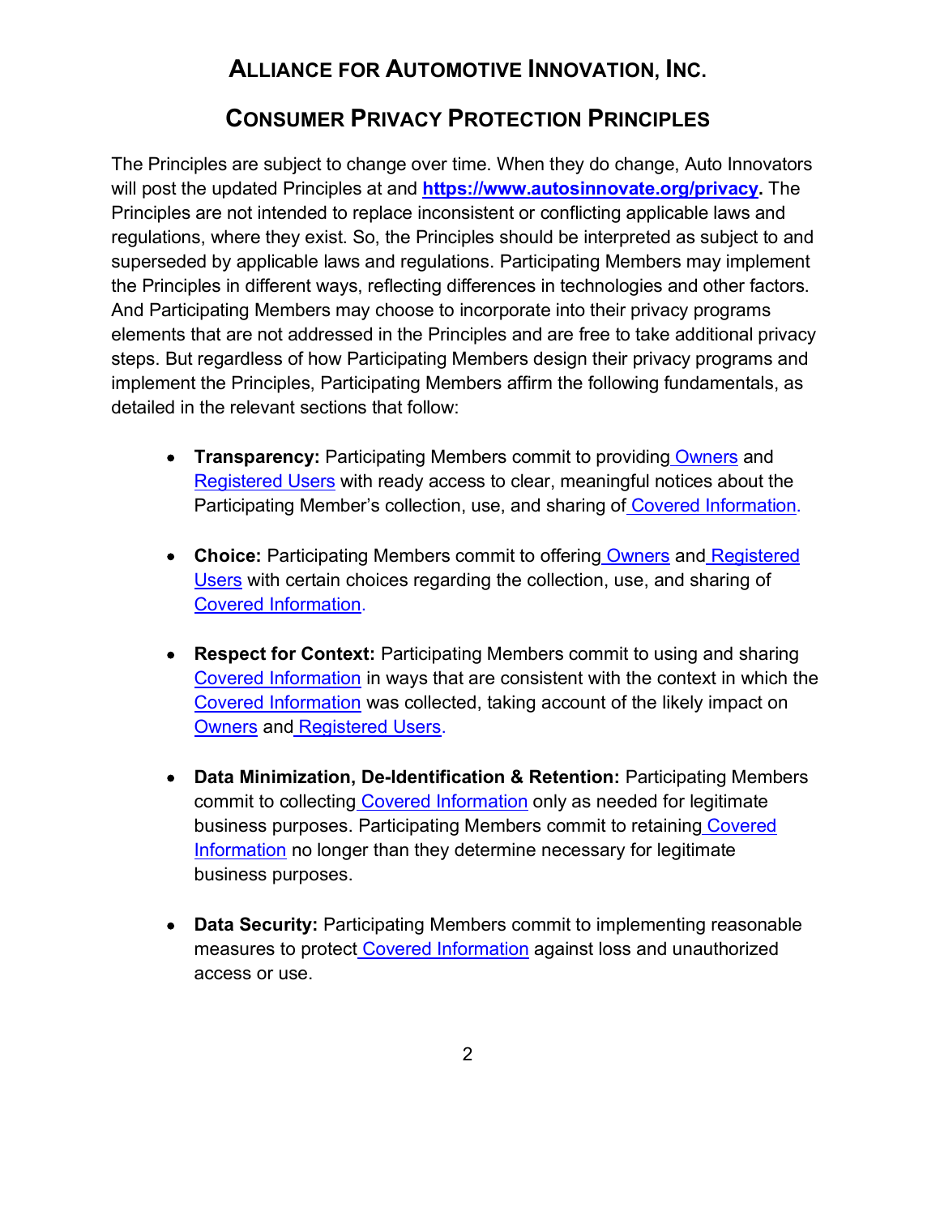# ALLIANCE FOR AUTOMOTIVE INNOVATION, INC.

## CONSUMER PRIVACY PROTECTION PRINCIPLES

The Principles are subject to change over time. When they do change, Auto Innovators will post the updated Principles at and **https://www.autosinnovate.org/privacy.** The Principles are not intended to replace inconsistent or conflicting applicable laws and regulations, where they exist. So, the Principles should be interpreted as subject to and superseded by applicable laws and regulations. Participating Members may implement the Principles in different ways, reflecting differences in technologies and other factors. And Participating Members may choose to incorporate into their privacy programs elements that are not addressed in the Principles and are free to take additional privacy steps. But regardless of how Participating Members design their privacy programs and implement the Principles, Participating Members affirm the following fundamentals, as detailed in the relevant sections that follow:

- **Transparency:** Participating Members commit to providing Owners and Registered Users with ready access to clear, meaningful notices about the Participating Member's collection, use, and sharing of Covered Information.

- **Choice:** Participating Members commit to offering Owners and Registered Users with certain choices regarding the collection, use, and sharing of Covered Information.

- **Respect for Context:** Participating Members commit to using and sharing Covered Information in ways that are consistent with the context in which the Covered Information was collected, taking account of the likely impact on Owners and Registered Users.

- **Data Minimization, De-Identification & Retention:** Participating Members commit to collecting Covered Information only as needed for legitimate business purposes. Participating Members commit to retaining Covered Information no longer than they determine necessary for legitimate business purposes.

- **Data Security:** Participating Members commit to implementing reasonable measures to protect Covered Information against loss and unauthorized access or use.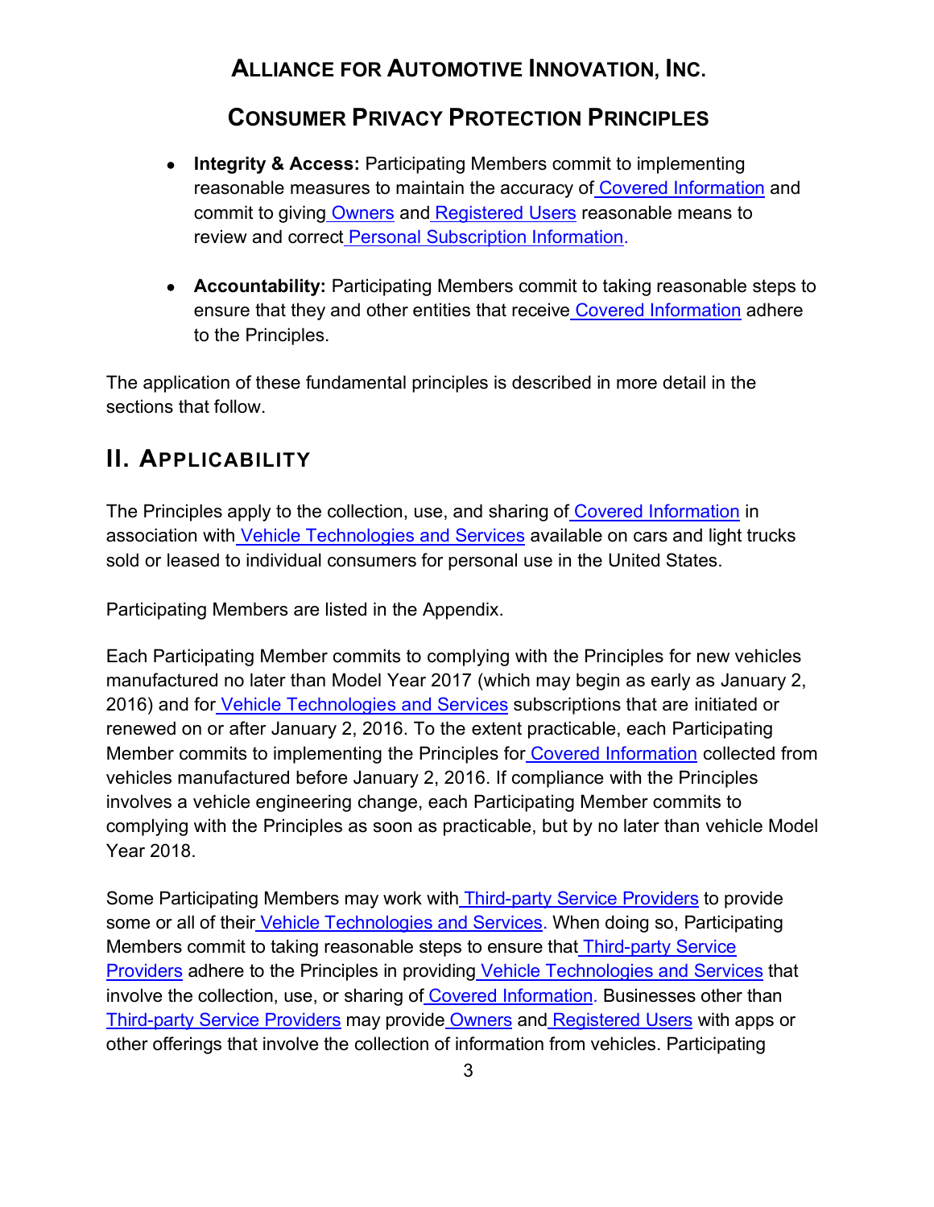- **Integrity & Access:** Participating Members commit to implementing reasonable measures to maintain the accuracy of Covered Information and commit to giving Owners and Registered Users reasonable means to review and correct Personal Subscription Information.

- **Accountability:** Participating Members commit to taking reasonable steps to ensure that they and other entities that receive Covered Information adhere to the Principles.

The application of these fundamental principles is described in more detail in the sections that follow.

## II. Applicability

The Principles apply to the collection, use, and sharing of Covered Information in association with Vehicle Technologies and Services available on cars and light trucks sold or leased to individual consumers for personal use in the United States.

Participating Members are listed in the Appendix.

Each Participating Member commits to complying with the Principles for new vehicles manufactured no later than Model Year 2017 (which may begin as early as January 2, 2016) and for Vehicle Technologies and Services subscriptions that are initiated or renewed on or after January 2, 2016. To the extent practicable, each Participating Member commits to implementing the Principles for Covered Information collected from vehicles manufactured before January 2, 2016. If compliance with the Principles involves a vehicle engineering change, each Participating Member commits to complying with the Principles as soon as practicable, but by no later than vehicle Model Year 2018.

Some Participating Members may work with Third-party Service Providers to provide some or all of their Vehicle Technologies and Services. When doing so, Participating Members commit to taking reasonable steps to ensure that Third-party Service Providers adhere to the Principles in providing Vehicle Technologies and Services that involve the collection, use, or sharing of Covered Information. Businesses other than Third-party Service Providers may provide Owners and Registered Users with apps or other offerings that involve the collection of information from vehicles. Participating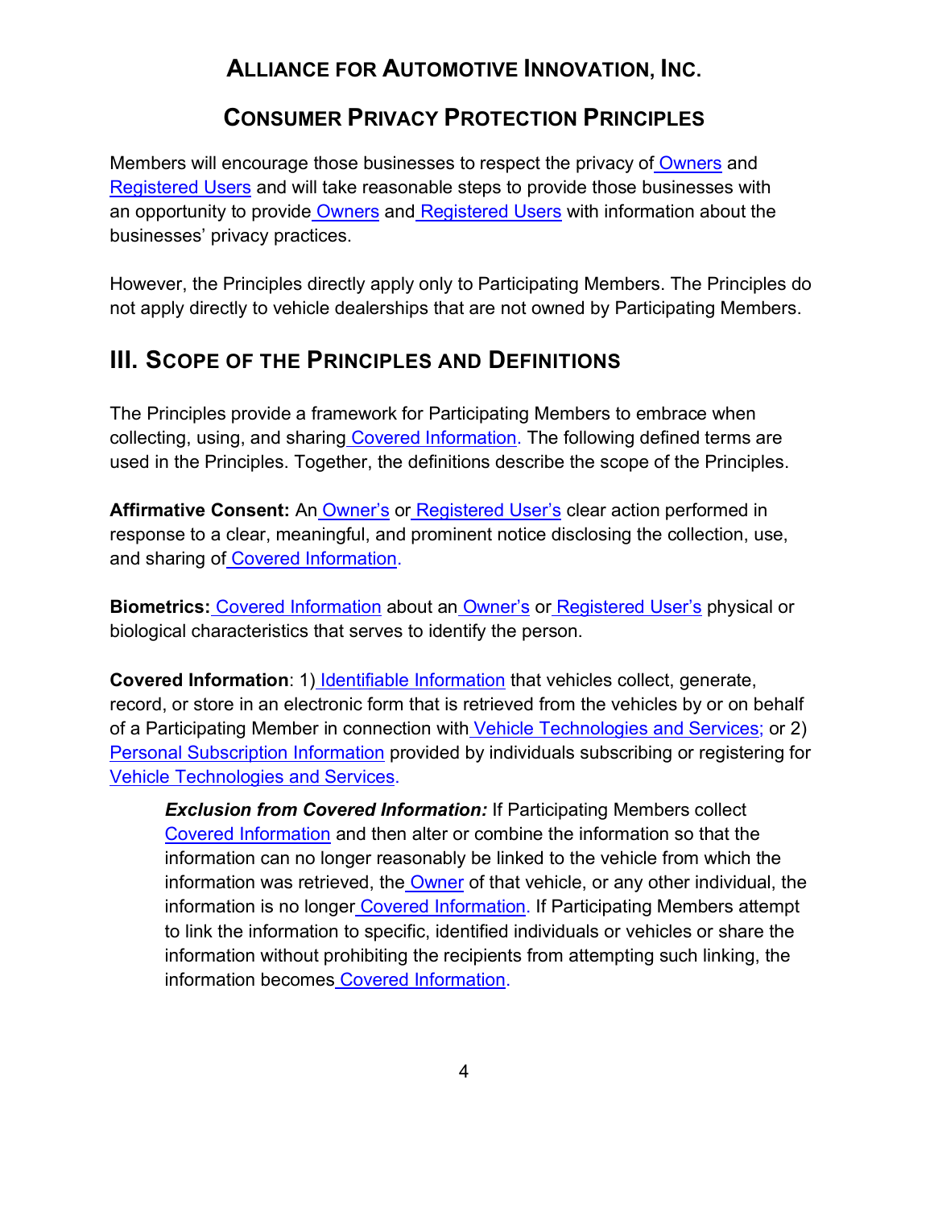Members will encourage those businesses to respect the privacy of Owners and Registered Users and will take reasonable steps to provide those businesses with an opportunity to provide Owners and Registered Users with information about the businesses' privacy practices.

However, the Principles directly apply only to Participating Members. The Principles do not apply directly to vehicle dealerships that are not owned by Participating Members.

## III. Scope of the Principles and Definitions

The Principles provide a framework for Participating Members to embrace when collecting, using, and sharing Covered Information. The following defined terms are used in the Principles. Together, the definitions describe the scope of the Principles.

**Affirmative Consent:** An Owner's or Registered User's clear action performed in response to a clear, meaningful, and prominent notice disclosing the collection, use, and sharing of Covered Information.

**Biometrics:** Covered Information about an Owner's or Registered User's physical or biological characteristics that serves to identify the person.

**Covered Information**: 1) Identifiable Information that vehicles collect, generate, record, or store in an electronic form that is retrieved from the vehicles by or on behalf of a Participating Member in connection with Vehicle Technologies and Services; or 2) Personal Subscription Information provided by individuals subscribing or registering for Vehicle Technologies and Services.

> ***Exclusion from Covered Information:*** If Participating Members collect Covered Information and then alter or combine the information so that the information can no longer reasonably be linked to the vehicle from which the information was retrieved, the Owner of that vehicle, or any other individual, the information is no longer Covered Information. If Participating Members attempt to link the information to specific, identified individuals or vehicles or share the information without prohibiting the recipients from attempting such linking, the information becomes Covered Information.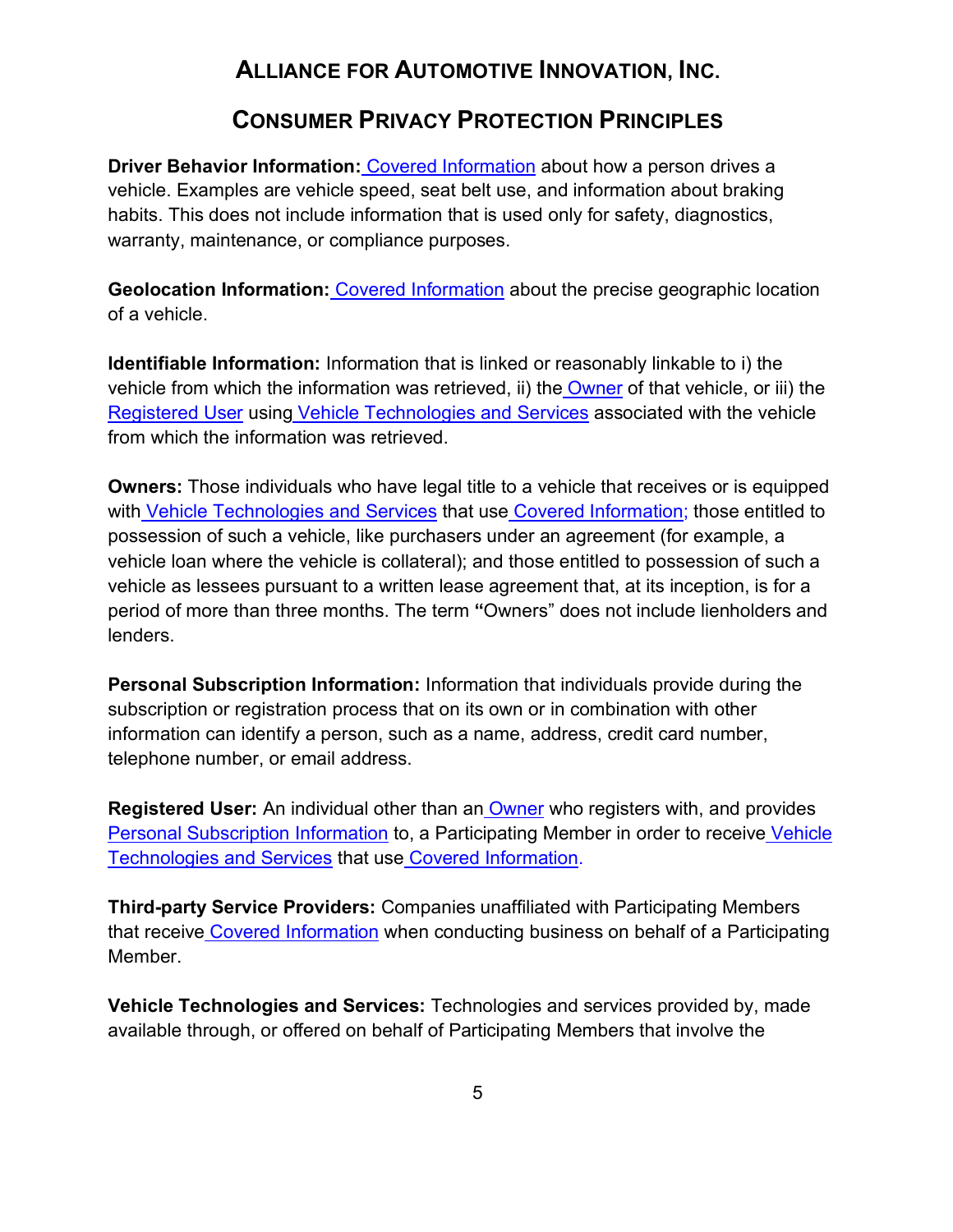# ALLIANCE FOR AUTOMOTIVE INNOVATION, INC.

## CONSUMER PRIVACY PROTECTION PRINCIPLES

**Driver Behavior Information:** Covered Information about how a person drives a vehicle. Examples are vehicle speed, seat belt use, and information about braking habits. This does not include information that is used only for safety, diagnostics, warranty, maintenance, or compliance purposes.

**Geolocation Information:** Covered Information about the precise geographic location of a vehicle.

**Identifiable Information:** Information that is linked or reasonably linkable to i) the vehicle from which the information was retrieved, ii) the Owner of that vehicle, or iii) the Registered User using Vehicle Technologies and Services associated with the vehicle from which the information was retrieved.

**Owners:** Those individuals who have legal title to a vehicle that receives or is equipped with Vehicle Technologies and Services that use Covered Information; those entitled to possession of such a vehicle, like purchasers under an agreement (for example, a vehicle loan where the vehicle is collateral); and those entitled to possession of such a vehicle as lessees pursuant to a written lease agreement that, at its inception, is for a period of more than three months. The term "Owners" does not include lienholders and lenders.

**Personal Subscription Information:** Information that individuals provide during the subscription or registration process that on its own or in combination with other information can identify a person, such as a name, address, credit card number, telephone number, or email address.

**Registered User:** An individual other than an Owner who registers with, and provides Personal Subscription Information to, a Participating Member in order to receive Vehicle Technologies and Services that use Covered Information.

**Third-party Service Providers:** Companies unaffiliated with Participating Members that receive Covered Information when conducting business on behalf of a Participating Member.

**Vehicle Technologies and Services:** Technologies and services provided by, made available through, or offered on behalf of Participating Members that involve the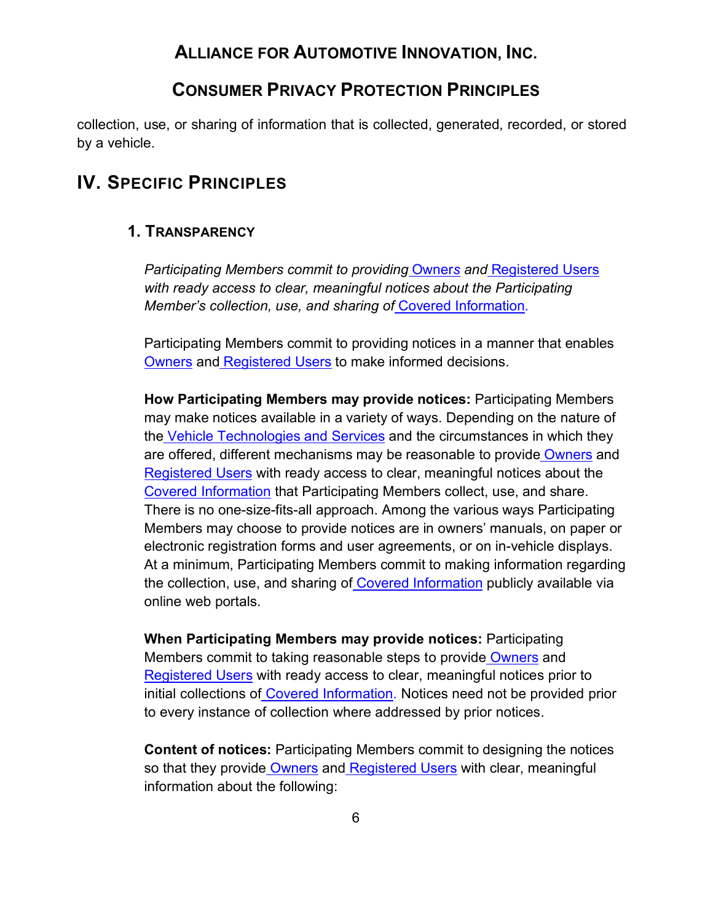collection, use, or sharing of information that is collected, generated, recorded, or stored by a vehicle.

## IV. Specific Principles

### 1. Transparency

*Participating Members commit to providing Owners and Registered Users with ready access to clear, meaningful notices about the Participating Member's collection, use, and sharing of Covered Information.*

Participating Members commit to providing notices in a manner that enables Owners and Registered Users to make informed decisions.

**How Participating Members may provide notices:** Participating Members may make notices available in a variety of ways. Depending on the nature of the Vehicle Technologies and Services and the circumstances in which they are offered, different mechanisms may be reasonable to provide Owners and Registered Users with ready access to clear, meaningful notices about the Covered Information that Participating Members collect, use, and share. There is no one-size-fits-all approach. Among the various ways Participating Members may choose to provide notices are in owners' manuals, on paper or electronic registration forms and user agreements, or on in-vehicle displays. At a minimum, Participating Members commit to making information regarding the collection, use, and sharing of Covered Information publicly available via online web portals.

**When Participating Members may provide notices:** Participating Members commit to taking reasonable steps to provide Owners and Registered Users with ready access to clear, meaningful notices prior to initial collections of Covered Information. Notices need not be provided prior to every instance of collection where addressed by prior notices.

**Content of notices:** Participating Members commit to designing the notices so that they provide Owners and Registered Users with clear, meaningful information about the following: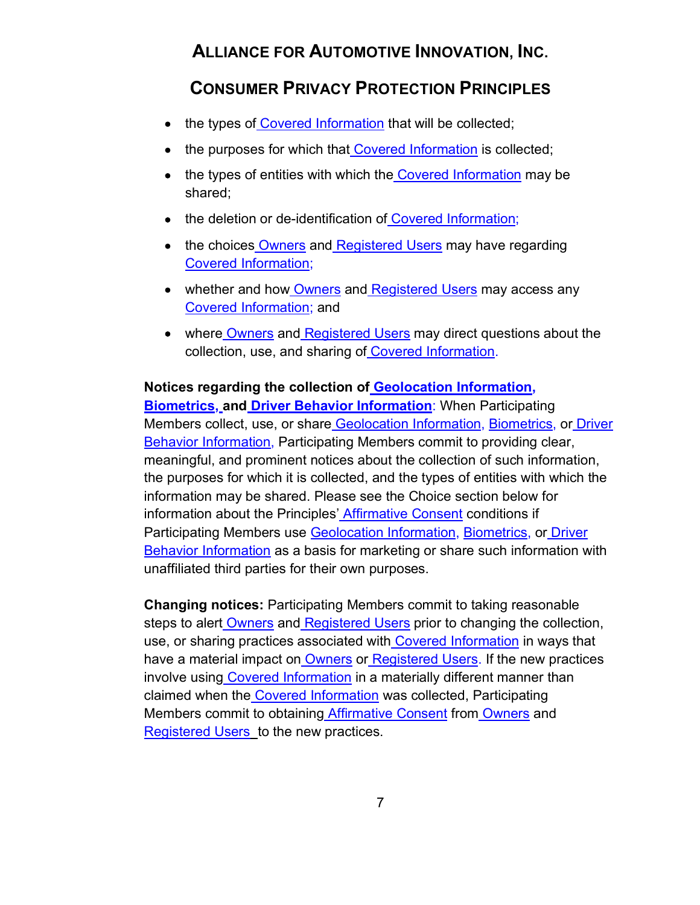- the types of Covered Information that will be collected;
- the purposes for which that Covered Information is collected;
- the types of entities with which the Covered Information may be shared;
- the deletion or de-identification of Covered Information;
- the choices Owners and Registered Users may have regarding Covered Information;
- whether and how Owners and Registered Users may access any Covered Information; and
- where Owners and Registered Users may direct questions about the collection, use, and sharing of Covered Information.

**Notices regarding the collection of Geolocation Information, Biometrics, and Driver Behavior Information**: When Participating Members collect, use, or share Geolocation Information, Biometrics, or Driver Behavior Information, Participating Members commit to providing clear, meaningful, and prominent notices about the collection of such information, the purposes for which it is collected, and the types of entities with which the information may be shared. Please see the Choice section below for information about the Principles' Affirmative Consent conditions if Participating Members use Geolocation Information, Biometrics, or Driver Behavior Information as a basis for marketing or share such information with unaffiliated third parties for their own purposes.

**Changing notices:** Participating Members commit to taking reasonable steps to alert Owners and Registered Users prior to changing the collection, use, or sharing practices associated with Covered Information in ways that have a material impact on Owners or Registered Users. If the new practices involve using Covered Information in a materially different manner than claimed when the Covered Information was collected, Participating Members commit to obtaining Affirmative Consent from Owners and Registered Users to the new practices.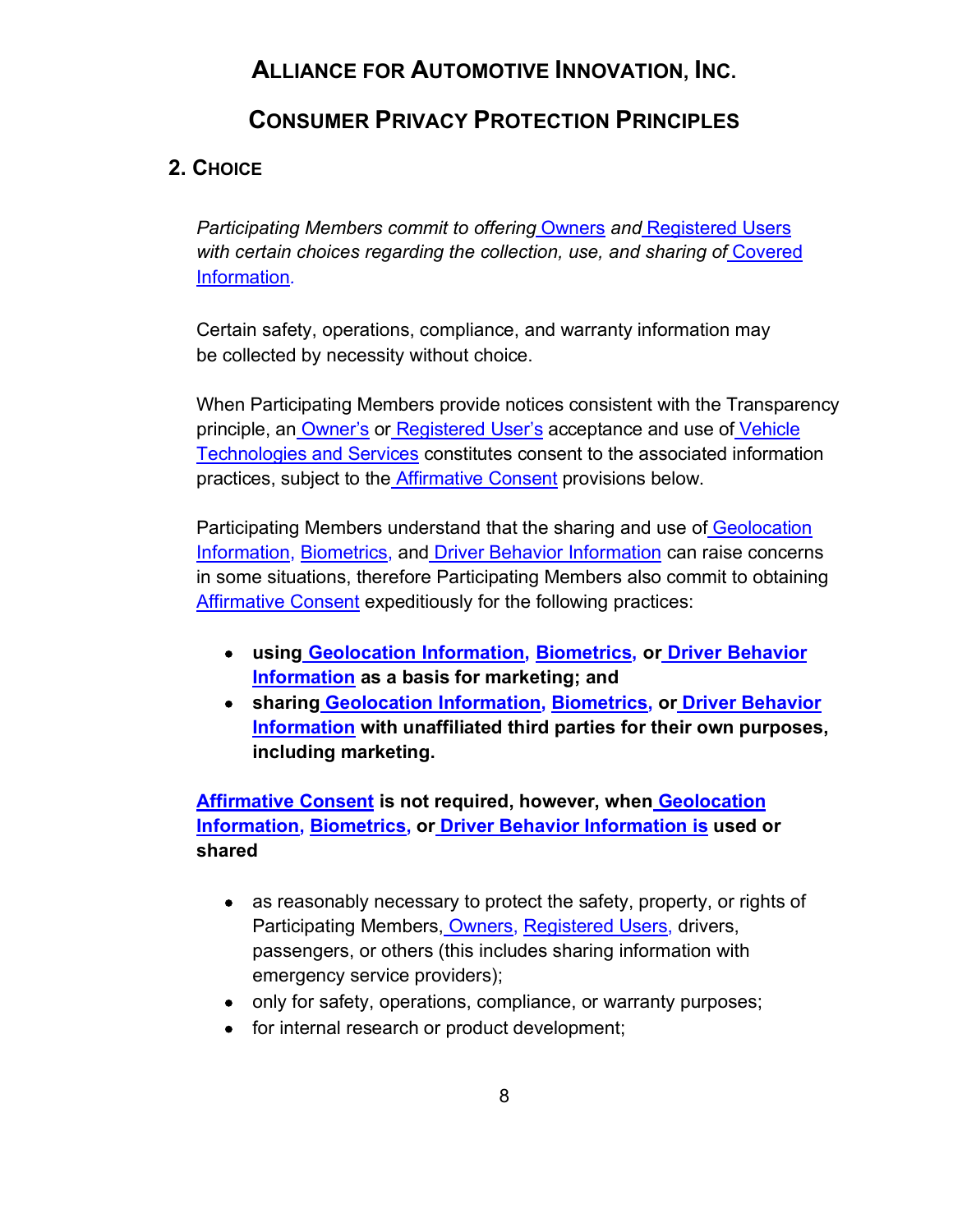## 2. Choice

*Participating Members commit to offering Owners and Registered Users with certain choices regarding the collection, use, and sharing of Covered Information.*

Certain safety, operations, compliance, and warranty information may be collected by necessity without choice.

When Participating Members provide notices consistent with the Transparency principle, an Owner's or Registered User's acceptance and use of Vehicle Technologies and Services constitutes consent to the associated information practices, subject to the Affirmative Consent provisions below.

Participating Members understand that the sharing and use of Geolocation Information, Biometrics, and Driver Behavior Information can raise concerns in some situations, therefore Participating Members also commit to obtaining Affirmative Consent expeditiously for the following practices:

- **using Geolocation Information, Biometrics, or Driver Behavior Information as a basis for marketing; and**
- **sharing Geolocation Information, Biometrics, or Driver Behavior Information with unaffiliated third parties for their own purposes, including marketing.**

**Affirmative Consent is not required, however, when Geolocation Information, Biometrics, or Driver Behavior Information is used or shared**

- as reasonably necessary to protect the safety, property, or rights of Participating Members, Owners, Registered Users, drivers, passengers, or others (this includes sharing information with emergency service providers);
- only for safety, operations, compliance, or warranty purposes;
- for internal research or product development;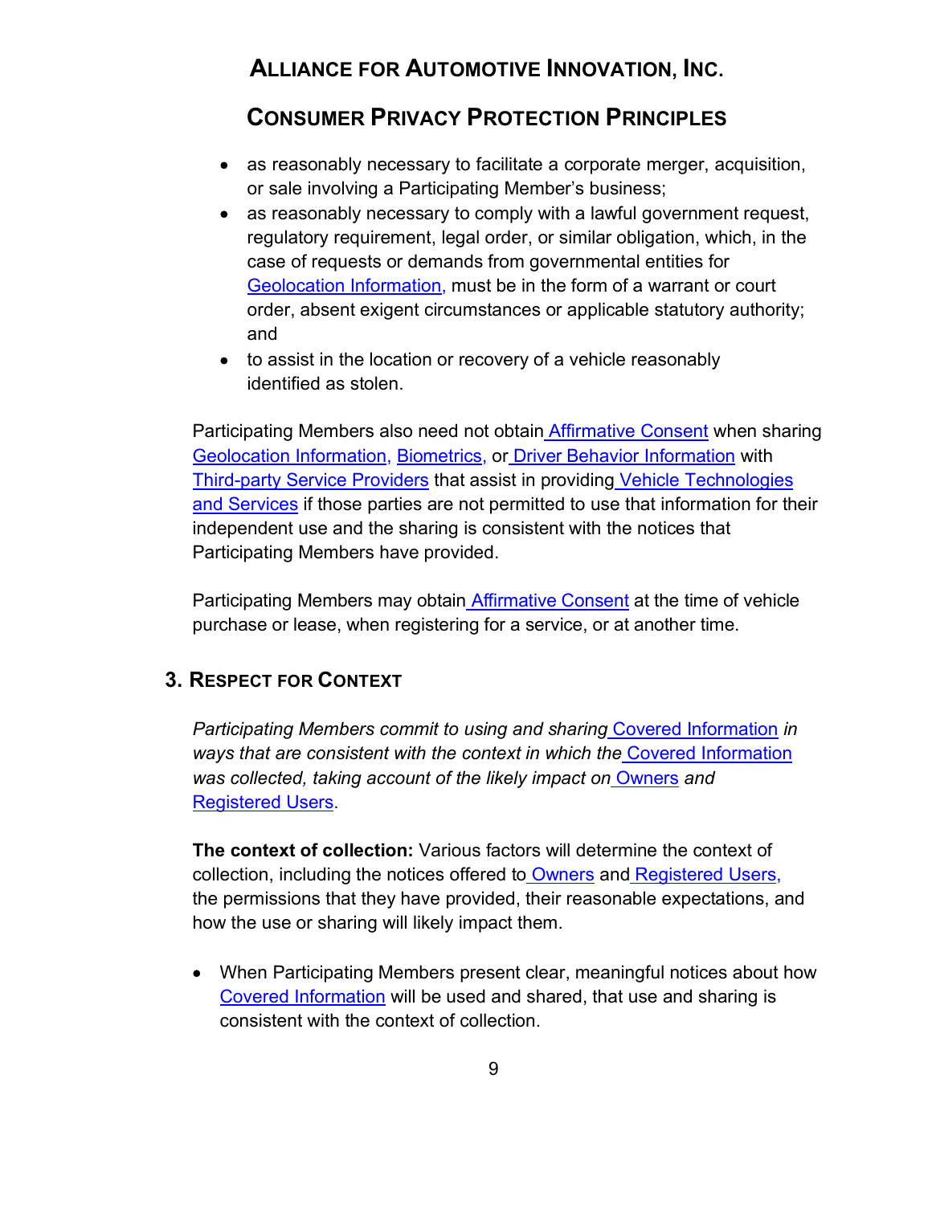- as reasonably necessary to facilitate a corporate merger, acquisition, or sale involving a Participating Member's business;
- as reasonably necessary to comply with a lawful government request, regulatory requirement, legal order, or similar obligation, which, in the case of requests or demands from governmental entities for Geolocation Information, must be in the form of a warrant or court order, absent exigent circumstances or applicable statutory authority; and
- to assist in the location or recovery of a vehicle reasonably identified as stolen.

Participating Members also need not obtain Affirmative Consent when sharing Geolocation Information, Biometrics, or Driver Behavior Information with Third-party Service Providers that assist in providing Vehicle Technologies and Services if those parties are not permitted to use that information for their independent use and the sharing is consistent with the notices that Participating Members have provided.

Participating Members may obtain Affirmative Consent at the time of vehicle purchase or lease, when registering for a service, or at another time.

## 3. Respect for Context

*Participating Members commit to using and sharing Covered Information in ways that are consistent with the context in which the Covered Information was collected, taking account of the likely impact on Owners and Registered Users.*

**The context of collection:** Various factors will determine the context of collection, including the notices offered to Owners and Registered Users, the permissions that they have provided, their reasonable expectations, and how the use or sharing will likely impact them.

- When Participating Members present clear, meaningful notices about how Covered Information will be used and shared, that use and sharing is consistent with the context of collection.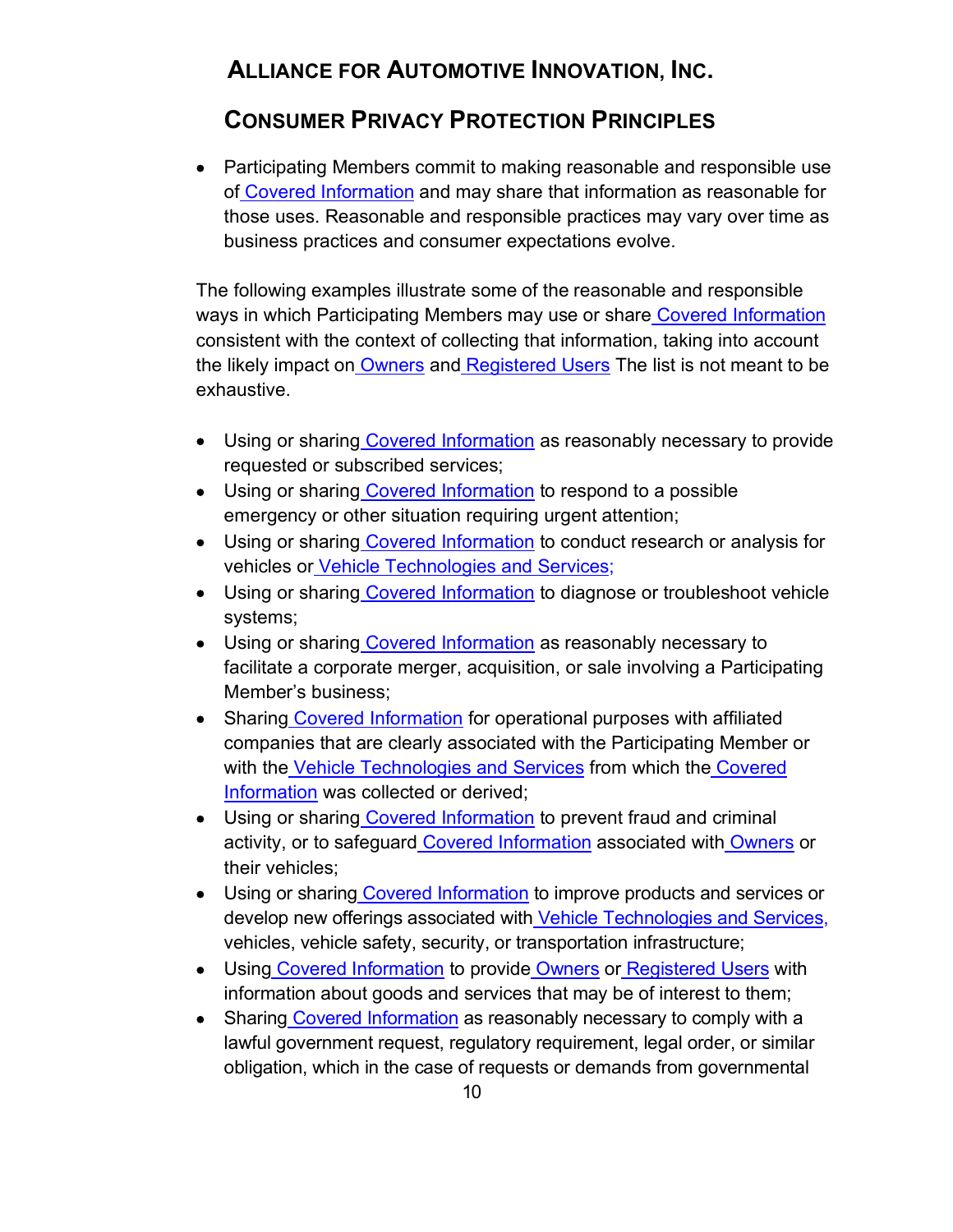## ALLIANCE FOR AUTOMOTIVE INNOVATION, INC.

## CONSUMER PRIVACY PROTECTION PRINCIPLES

- Participating Members commit to making reasonable and responsible use of Covered Information and may share that information as reasonable for those uses. Reasonable and responsible practices may vary over time as business practices and consumer expectations evolve.

The following examples illustrate some of the reasonable and responsible ways in which Participating Members may use or share Covered Information consistent with the context of collecting that information, taking into account the likely impact on Owners and Registered Users The list is not meant to be exhaustive.

- Using or sharing Covered Information as reasonably necessary to provide requested or subscribed services;
- Using or sharing Covered Information to respond to a possible emergency or other situation requiring urgent attention;
- Using or sharing Covered Information to conduct research or analysis for vehicles or Vehicle Technologies and Services;
- Using or sharing Covered Information to diagnose or troubleshoot vehicle systems;
- Using or sharing Covered Information as reasonably necessary to facilitate a corporate merger, acquisition, or sale involving a Participating Member's business;
- Sharing Covered Information for operational purposes with affiliated companies that are clearly associated with the Participating Member or with the Vehicle Technologies and Services from which the Covered Information was collected or derived;
- Using or sharing Covered Information to prevent fraud and criminal activity, or to safeguard Covered Information associated with Owners or their vehicles;
- Using or sharing Covered Information to improve products and services or develop new offerings associated with Vehicle Technologies and Services, vehicles, vehicle safety, security, or transportation infrastructure;
- Using Covered Information to provide Owners or Registered Users with information about goods and services that may be of interest to them;
- Sharing Covered Information as reasonably necessary to comply with a lawful government request, regulatory requirement, legal order, or similar obligation, which in the case of requests or demands from governmental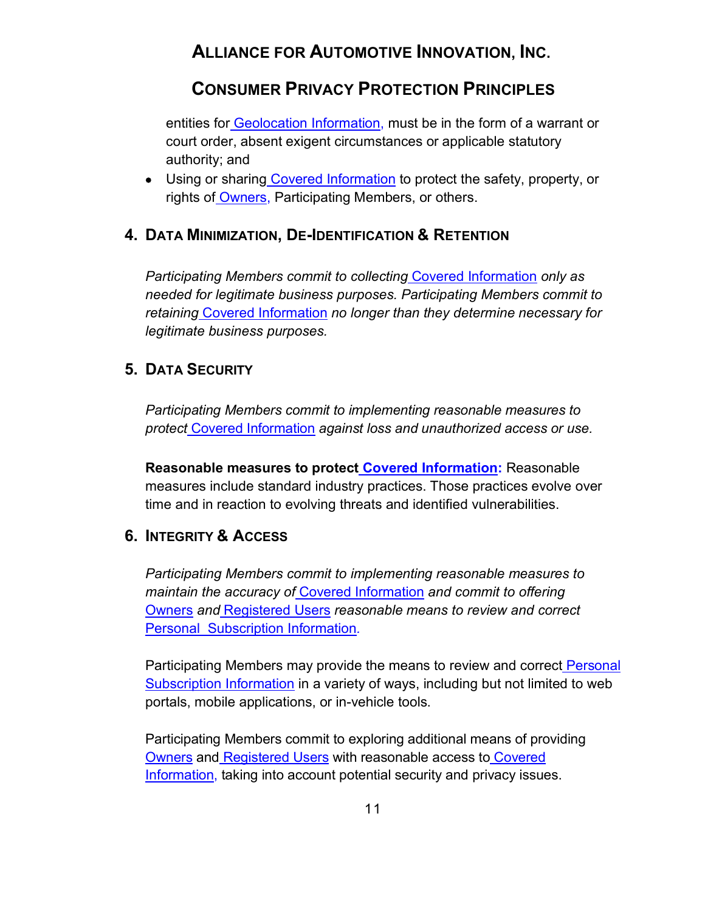entities for Geolocation Information, must be in the form of a warrant or court order, absent exigent circumstances or applicable statutory authority; and

- Using or sharing Covered Information to protect the safety, property, or rights of Owners, Participating Members, or others.

## 4. Data Minimization, De-Identification & Retention

*Participating Members commit to collecting* Covered Information *only as needed for legitimate business purposes. Participating Members commit to retaining* Covered Information *no longer than they determine necessary for legitimate business purposes.*

## 5. Data Security

*Participating Members commit to implementing reasonable measures to protect* Covered Information *against loss and unauthorized access or use.*

**Reasonable measures to protect Covered Information:** Reasonable measures include standard industry practices. Those practices evolve over time and in reaction to evolving threats and identified vulnerabilities.

## 6. Integrity & Access

*Participating Members commit to implementing reasonable measures to maintain the accuracy of* Covered Information *and commit to offering* Owners *and* Registered Users *reasonable means to review and correct* Personal Subscription Information*.*

Participating Members may provide the means to review and correct Personal Subscription Information in a variety of ways, including but not limited to web portals, mobile applications, or in-vehicle tools.

Participating Members commit to exploring additional means of providing Owners and Registered Users with reasonable access to Covered Information, taking into account potential security and privacy issues.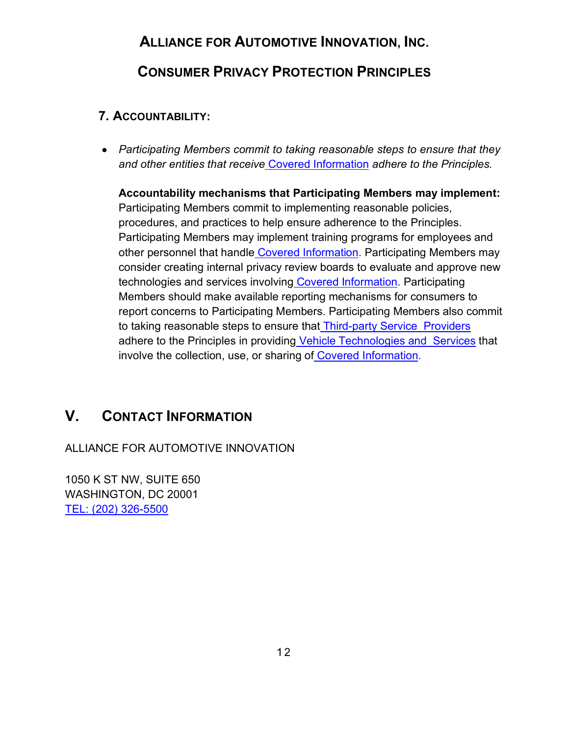## 7. Accountability:

- *Participating Members commit to taking reasonable steps to ensure that they and other entities that receive Covered Information adhere to the Principles.*

  **Accountability mechanisms that Participating Members may implement:** Participating Members commit to implementing reasonable policies, procedures, and practices to help ensure adherence to the Principles. Participating Members may implement training programs for employees and other personnel that handle Covered Information. Participating Members may consider creating internal privacy review boards to evaluate and approve new technologies and services involving Covered Information. Participating Members should make available reporting mechanisms for consumers to report concerns to Participating Members. Participating Members also commit to taking reasonable steps to ensure that Third-party Service Providers adhere to the Principles in providing Vehicle Technologies and Services that involve the collection, use, or sharing of Covered Information.

# V. Contact Information

ALLIANCE FOR AUTOMOTIVE INNOVATION

1050 K ST NW, SUITE 650
WASHINGTON, DC 20001
TEL: (202) 326-5500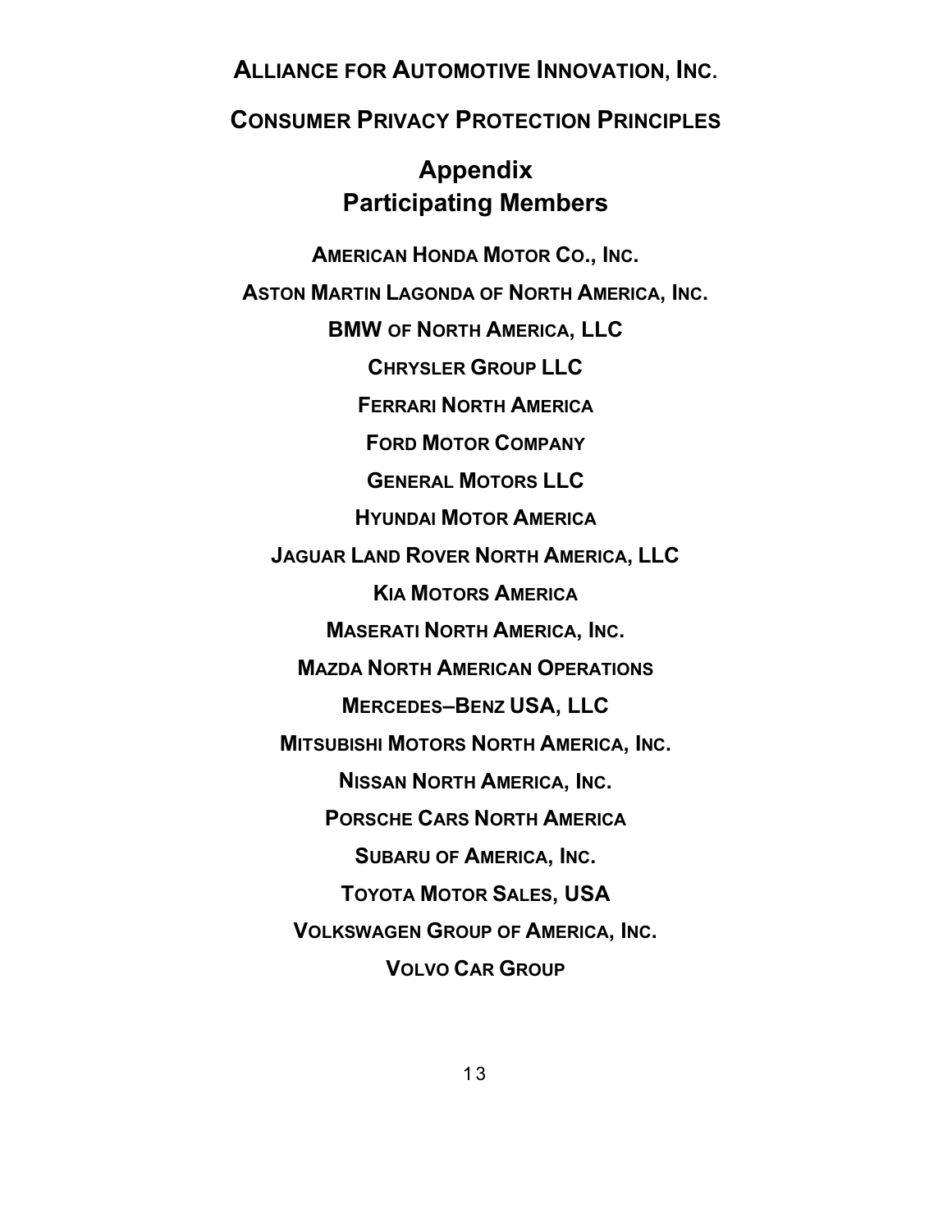# Alliance for Automotive Innovation, Inc.

# Consumer Privacy Protection Principles

## Appendix
## Participating Members

**American Honda Motor Co., Inc.**

**Aston Martin Lagonda of North America, Inc.**

**BMW of North America, LLC**

**Chrysler Group LLC**

**Ferrari North America**

**Ford Motor Company**

**General Motors LLC**

**Hyundai Motor America**

**Jaguar Land Rover North America, LLC**

**Kia Motors America**

**Maserati North America, Inc.**

**Mazda North American Operations**

**Mercedes–Benz USA, LLC**

**Mitsubishi Motors North America, Inc.**

**Nissan North America, Inc.**

**Porsche Cars North America**

**Subaru of America, Inc.**

**Toyota Motor Sales, USA**

**Volkswagen Group of America, Inc.**

**Volvo Car Group**